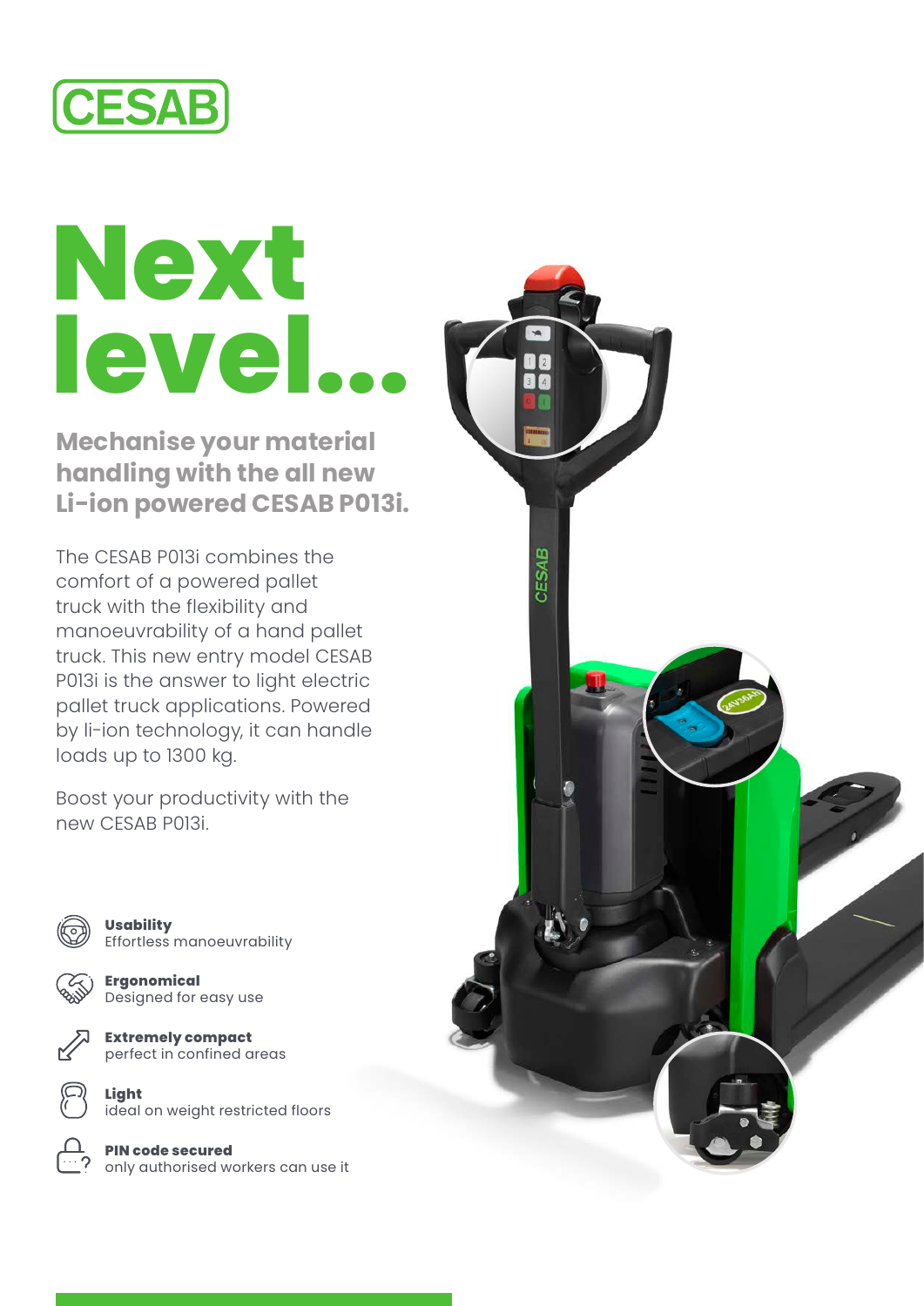CESAB

# Next level...

## Mechanise your material handling with the all new Li-ion powered CESAB P013i.

The CESAB P013i combines the comfort of a powered pallet truck with the flexibility and manoeuvrability of a hand pallet truck. This new entry model CESAB P013i is the answer to light electric pallet truck applications. Powered by li-ion technology, it can handle loads up to 1300 kg.

Boost your productivity with the new CESAB P013i.

**Usability**
Effortless manoeuvrability

**Ergonomical**
Designed for easy use

**Extremely compact**
perfect in confined areas

**Light**
ideal on weight restricted floors

**PIN code secured**
only authorised workers can use it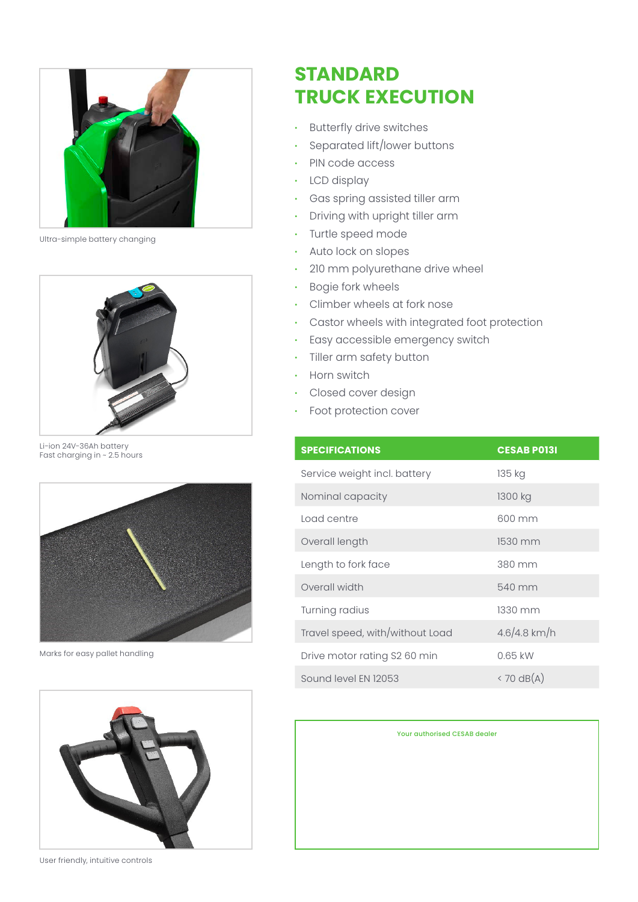Ultra-simple battery changing

Li-ion 24V-36Ah battery
Fast charging in ~ 2.5 hours

Marks for easy pallet handling

User friendly, intuitive controls

# STANDARD TRUCK EXECUTION

- Butterfly drive switches
- Separated lift/lower buttons
- PIN code access
- LCD display
- Gas spring assisted tiller arm
- Driving with upright tiller arm
- Turtle speed mode
- Auto lock on slopes
- 210 mm polyurethane drive wheel
- Bogie fork wheels
- Climber wheels at fork nose
- Castor wheels with integrated foot protection
- Easy accessible emergency switch
- Tiller arm safety button
- Horn switch
- Closed cover design
- Foot protection cover

| SPECIFICATIONS | CESAB P013I |
| --- | --- |
| Service weight incl. battery | 135 kg |
| Nominal capacity | 1300 kg |
| Load centre | 600 mm |
| Overall length | 1530 mm |
| Length to fork face | 380 mm |
| Overall width | 540 mm |
| Turning radius | 1330 mm |
| Travel speed, with/without Load | 4.6/4.8 km/h |
| Drive motor rating S2 60 min | 0.65 kW |
| Sound level EN 12053 | < 70 dB(A) |

Your authorised CESAB dealer